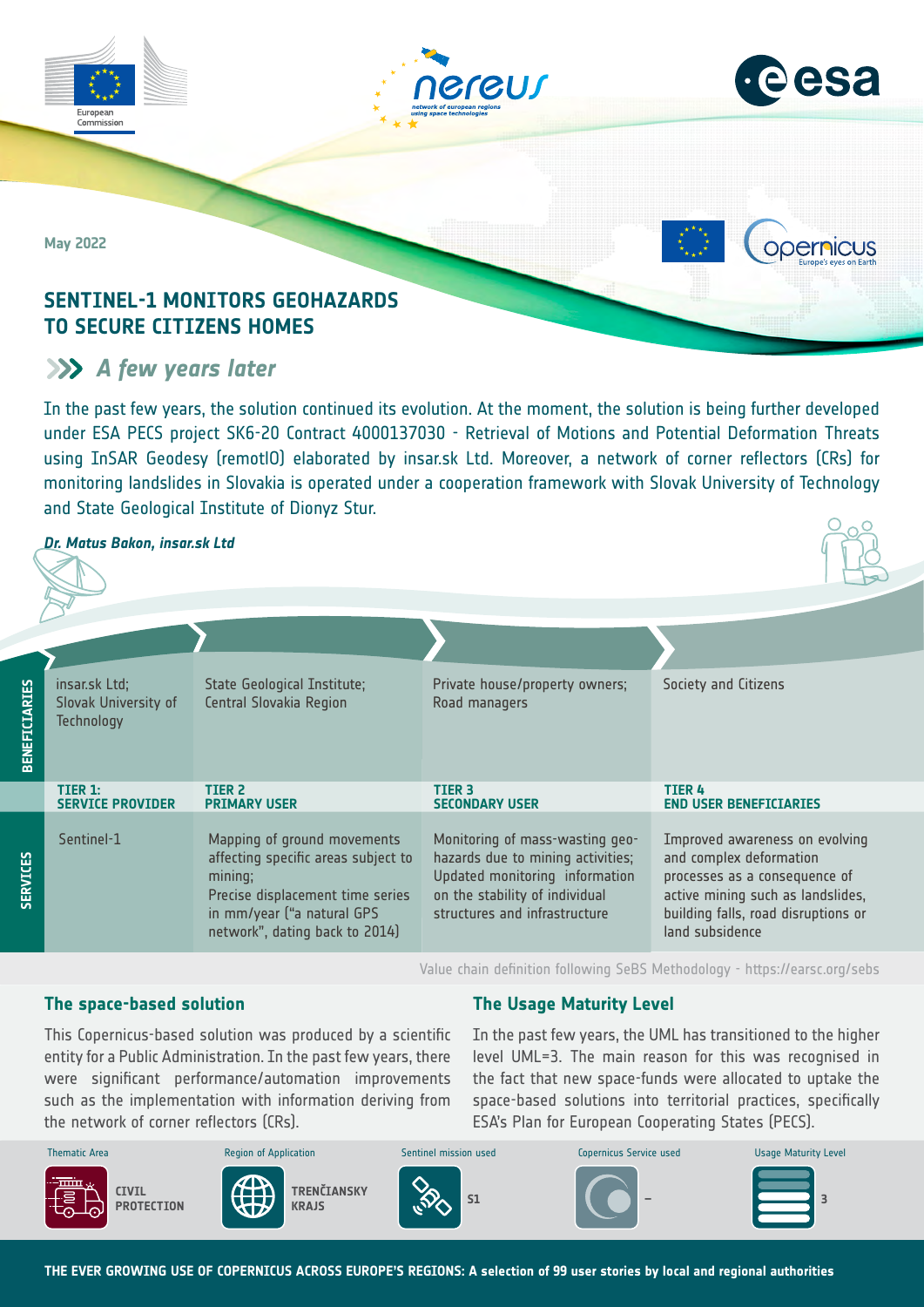May 2022

# SENTINEL-1 MONITORS GEOHAZARDS TO SECURE CITIZENS HOMES

## A few years later

In the past few years, the solution continued its evolution. At the moment, the solution is being further developed under ESA PECS project SK6-20 Contract 4000137030 - Retrieval of Motions and Potential Deformation Threats using InSAR Geodesy (remotIO) elaborated by insar.sk Ltd. Moreover, a network of corner reflectors (CRs) for monitoring landslides in Slovakia is operated under a cooperation framework with Slovak University of Technology and State Geological Institute of Dionyz Stur.

***Dr. Matus Bakon, insar.sk Ltd***

| | TIER 1: SERVICE PROVIDER | TIER 2 PRIMARY USER | TIER 3 SECONDARY USER | TIER 4 END USER BENEFICIARIES |
|---|---|---|---|---|
| **BENEFICIARIES** | insar.sk Ltd; Slovak University of Technology | State Geological Institute; Central Slovakia Region | Private house/property owners; Road managers | Society and Citizens |
| **SERVICES** | Sentinel-1 | Mapping of ground movements affecting specific areas subject to mining; Precise displacement time series in mm/year ("a natural GPS network", dating back to 2014) | Monitoring of mass-wasting geo-hazards due to mining activities; Updated monitoring information on the stability of individual structures and infrastructure | Improved awareness on evolving and complex deformation processes as a consequence of active mining such as landslides, building falls, road disruptions or land subsidence |

Value chain definition following SeBS Methodology - https://earsc.org/sebs

### The space-based solution

This Copernicus-based solution was produced by a scientific entity for a Public Administration. In the past few years, there were significant performance/automation improvements such as the implementation with information deriving from the network of corner reflectors (CRs).

### The Usage Maturity Level

In the past few years, the UML has transitioned to the higher level UML=3. The main reason for this was recognised in the fact that new space-funds were allocated to uptake the space-based solutions into territorial practices, specifically ESA's Plan for European Cooperating States (PECS).

| Thematic Area | Region of Application | Sentinel mission used | Copernicus Service used | Usage Maturity Level |
|---|---|---|---|---|
| CIVIL PROTECTION | TRENČIANSKY KRAJS | S1 | – | 3 |

THE EVER GROWING USE OF COPERNICUS ACROSS EUROPE'S REGIONS: A selection of 99 user stories by local and regional authorities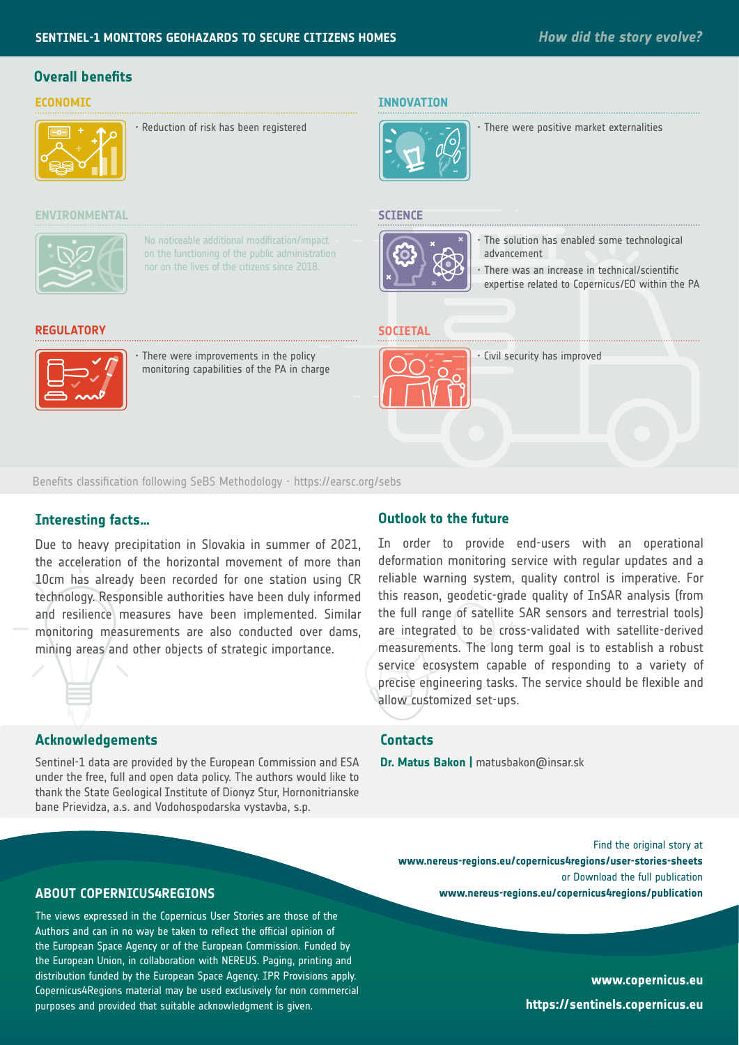## Overall benefits

### ECONOMIC

- Reduction of risk has been registered

### INNOVATION

- There were positive market externalities

### ENVIRONMENTAL

No noticeable additional modification/impact on the functioning of the public administration nor on the lives of the citizens since 2018.

### SCIENCE

- The solution has enabled some technological advancement
- There was an increase in technical/scientific expertise related to Copernicus/EO within the PA

### REGULATORY

- There were improvements in the policy monitoring capabilities of the PA in charge

### SOCIETAL

- Civil security has improved

Benefits classification following SeBS Methodology - https://earsc.org/sebs

## Interesting facts...

Due to heavy precipitation in Slovakia in summer of 2021, the acceleration of the horizontal movement of more than 10cm has already been recorded for one station using CR technology. Responsible authorities have been duly informed and resilience measures have been implemented. Similar monitoring measurements are also conducted over dams, mining areas and other objects of strategic importance.

## Outlook to the future

In order to provide end-users with an operational deformation monitoring service with regular updates and a reliable warning system, quality control is imperative. For this reason, geodetic-grade quality of InSAR analysis (from the full range of satellite SAR sensors and terrestrial tools) are integrated to be cross-validated with satellite-derived measurements. The long term goal is to establish a robust service ecosystem capable of responding to a variety of precise engineering tasks. The service should be flexible and allow customized set-ups.

## Acknowledgements

Sentinel-1 data are provided by the European Commission and ESA under the free, full and open data policy. The authors would like to thank the State Geological Institute of Dionyz Stur, Hornonitrianske bane Prievidza, a.s. and Vodohospodarska vystavba, s.p.

## Contacts

**Dr. Matus Bakon |** matusbakon@insar.sk

Find the original story at
**www.nereus-regions.eu/copernicus4regions/user-stories-sheets**
or Download the full publication
**www.nereus-regions.eu/copernicus4regions/publication**

## ABOUT COPERNICUS4REGIONS

The views expressed in the Copernicus User Stories are those of the Authors and can in no way be taken to reflect the official opinion of the European Space Agency or of the European Commission. Funded by the European Union, in collaboration with NEREUS. Paging, printing and distribution funded by the European Space Agency. IPR Provisions apply. Copernicus4Regions material may be used exclusively for non commercial purposes and provided that suitable acknowledgment is given.

**www.copernicus.eu**
**https://sentinels.copernicus.eu**